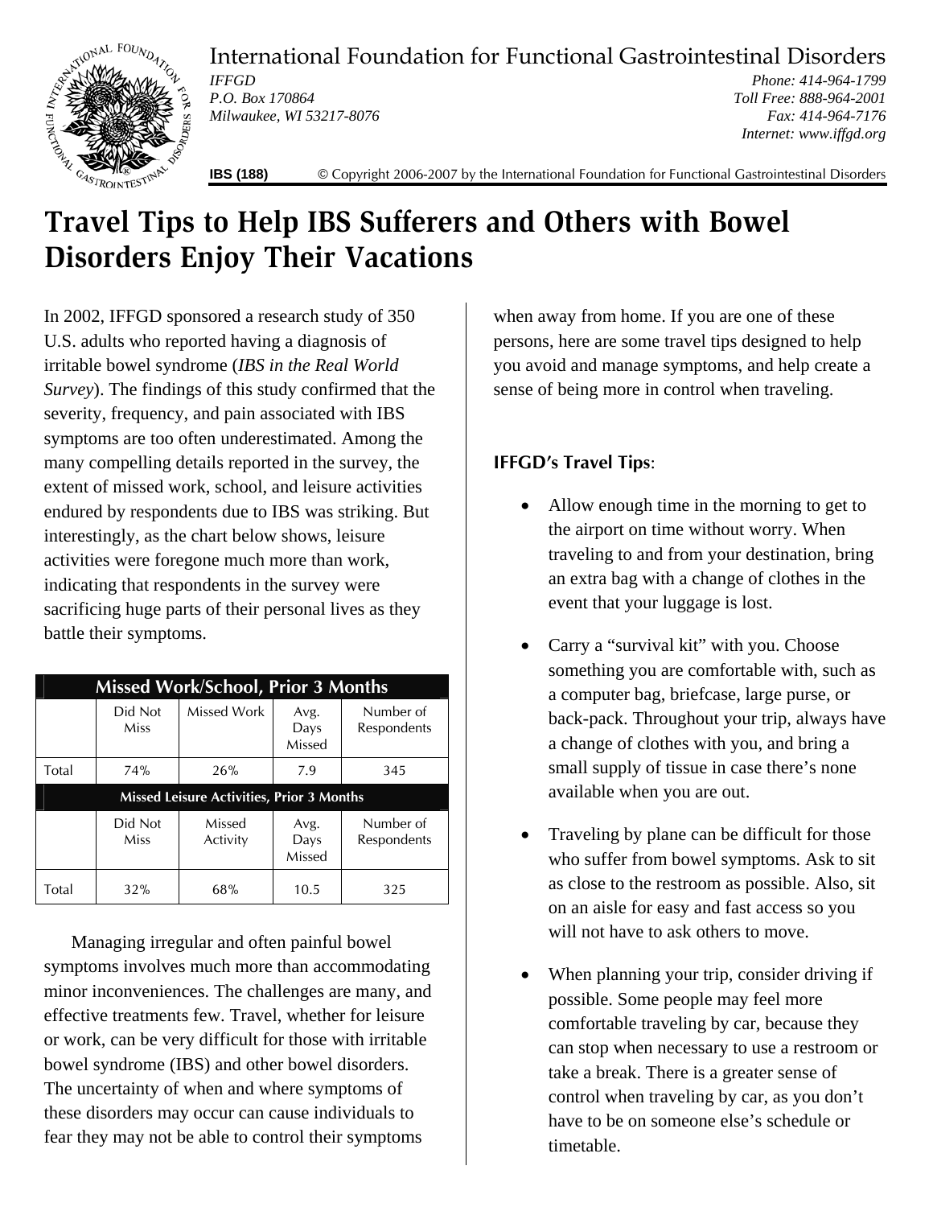International Foundation for Functional Gastrointestinal Disorders

*IFFGD*
*P.O. Box 170864*
*Milwaukee, WI 53217-8076*

*Phone: 414-964-1799*
*Toll Free: 888-964-2001*
*Fax: 414-964-7176*
*Internet: www.iffgd.org*

**IBS (188)** © Copyright 2006-2007 by the International Foundation for Functional Gastrointestinal Disorders

# Travel Tips to Help IBS Sufferers and Others with Bowel Disorders Enjoy Their Vacations

In 2002, IFFGD sponsored a research study of 350 U.S. adults who reported having a diagnosis of irritable bowel syndrome (*IBS in the Real World Survey*). The findings of this study confirmed that the severity, frequency, and pain associated with IBS symptoms are too often underestimated. Among the many compelling details reported in the survey, the extent of missed work, school, and leisure activities endured by respondents due to IBS was striking. But interestingly, as the chart below shows, leisure activities were foregone much more than work, indicating that respondents in the survey were sacrificing huge parts of their personal lives as they battle their symptoms.

| Missed Work/School, Prior 3 Months | | | | |
|---|---|---|---|---|
| | Did Not Miss | Missed Work | Avg. Days Missed | Number of Respondents |
| Total | 74% | 26% | 7.9 | 345 |
| **Missed Leisure Activities, Prior 3 Months** | | | | |
| | Did Not Miss | Missed Activity | Avg. Days Missed | Number of Respondents |
| Total | 32% | 68% | 10.5 | 325 |

Managing irregular and often painful bowel symptoms involves much more than accommodating minor inconveniences. The challenges are many, and effective treatments few. Travel, whether for leisure or work, can be very difficult for those with irritable bowel syndrome (IBS) and other bowel disorders. The uncertainty of when and where symptoms of these disorders may occur can cause individuals to fear they may not be able to control their symptoms when away from home. If you are one of these persons, here are some travel tips designed to help you avoid and manage symptoms, and help create a sense of being more in control when traveling.

**IFFGD's Travel Tips**:

- Allow enough time in the morning to get to the airport on time without worry. When traveling to and from your destination, bring an extra bag with a change of clothes in the event that your luggage is lost.
- Carry a "survival kit" with you. Choose something you are comfortable with, such as a computer bag, briefcase, large purse, or back-pack. Throughout your trip, always have a change of clothes with you, and bring a small supply of tissue in case there's none available when you are out.
- Traveling by plane can be difficult for those who suffer from bowel symptoms. Ask to sit as close to the restroom as possible. Also, sit on an aisle for easy and fast access so you will not have to ask others to move.
- When planning your trip, consider driving if possible. Some people may feel more comfortable traveling by car, because they can stop when necessary to use a restroom or take a break. There is a greater sense of control when traveling by car, as you don't have to be on someone else's schedule or timetable.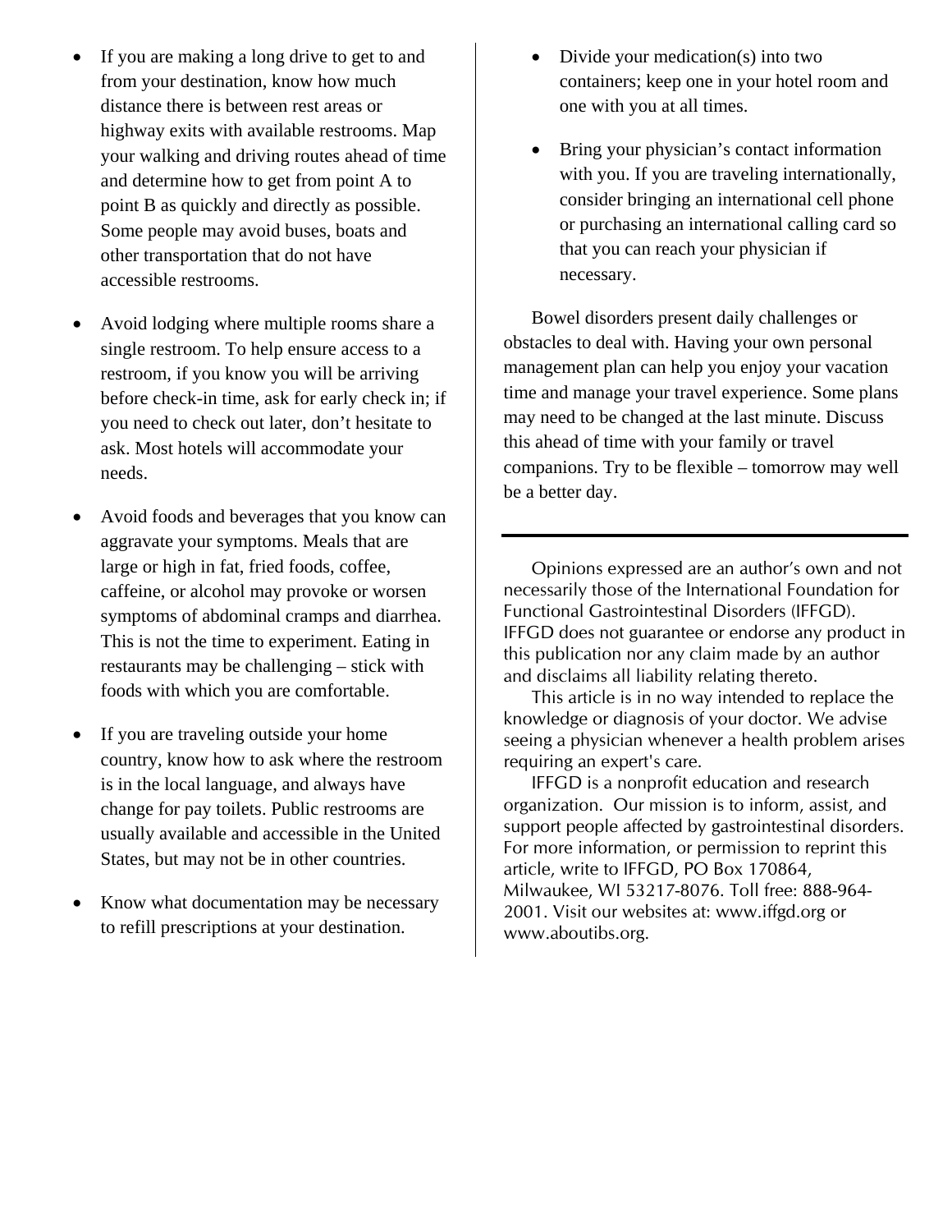- If you are making a long drive to get to and from your destination, know how much distance there is between rest areas or highway exits with available restrooms. Map your walking and driving routes ahead of time and determine how to get from point A to point B as quickly and directly as possible. Some people may avoid buses, boats and other transportation that do not have accessible restrooms.

- Avoid lodging where multiple rooms share a single restroom. To help ensure access to a restroom, if you know you will be arriving before check-in time, ask for early check in; if you need to check out later, don't hesitate to ask. Most hotels will accommodate your needs.

- Avoid foods and beverages that you know can aggravate your symptoms. Meals that are large or high in fat, fried foods, coffee, caffeine, or alcohol may provoke or worsen symptoms of abdominal cramps and diarrhea. This is not the time to experiment. Eating in restaurants may be challenging – stick with foods with which you are comfortable.

- If you are traveling outside your home country, know how to ask where the restroom is in the local language, and always have change for pay toilets. Public restrooms are usually available and accessible in the United States, but may not be in other countries.

- Know what documentation may be necessary to refill prescriptions at your destination.

- Divide your medication(s) into two containers; keep one in your hotel room and one with you at all times.

- Bring your physician's contact information with you. If you are traveling internationally, consider bringing an international cell phone or purchasing an international calling card so that you can reach your physician if necessary.

Bowel disorders present daily challenges or obstacles to deal with. Having your own personal management plan can help you enjoy your vacation time and manage your travel experience. Some plans may need to be changed at the last minute. Discuss this ahead of time with your family or travel companions. Try to be flexible – tomorrow may well be a better day.

---

Opinions expressed are an author's own and not necessarily those of the International Foundation for Functional Gastrointestinal Disorders (IFFGD). IFFGD does not guarantee or endorse any product in this publication nor any claim made by an author and disclaims all liability relating thereto.

This article is in no way intended to replace the knowledge or diagnosis of your doctor. We advise seeing a physician whenever a health problem arises requiring an expert's care.

IFFGD is a nonprofit education and research organization. Our mission is to inform, assist, and support people affected by gastrointestinal disorders. For more information, or permission to reprint this article, write to IFFGD, PO Box 170864, Milwaukee, WI 53217-8076. Toll free: 888-964-2001. Visit our websites at: www.iffgd.org or www.aboutibs.org.